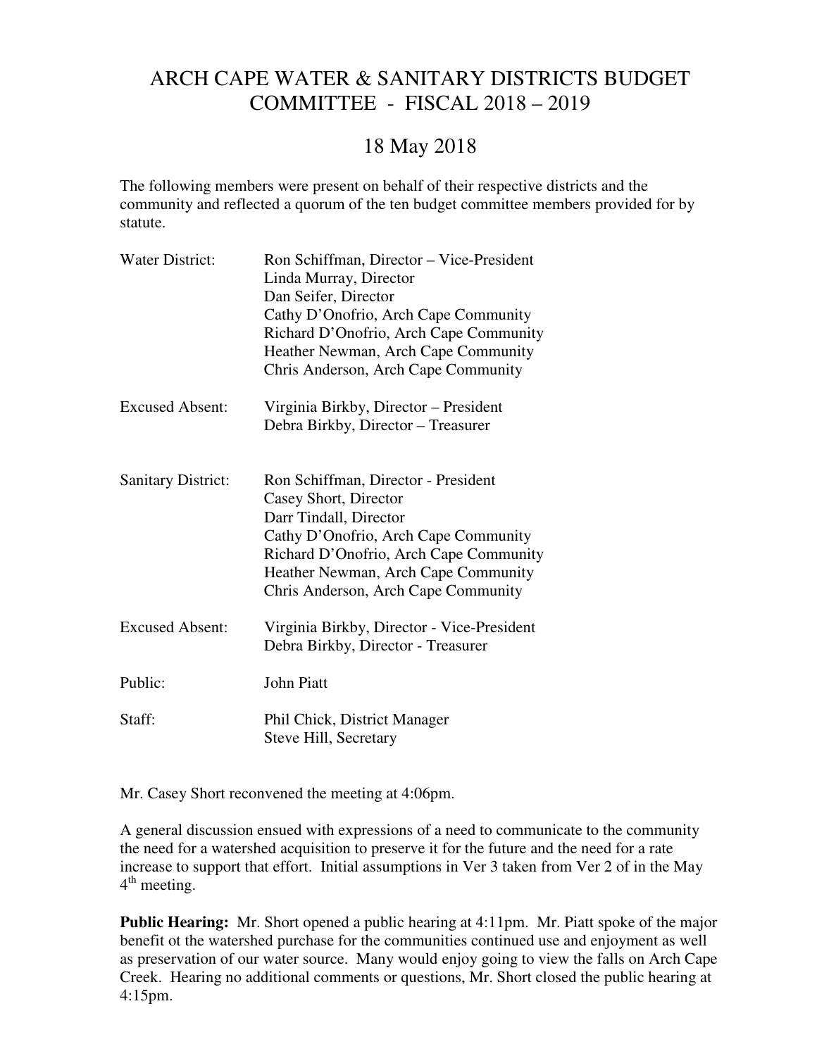# ARCH CAPE WATER & SANITARY DISTRICTS BUDGET COMMITTEE - FISCAL 2018 – 2019

## 18 May 2018

The following members were present on behalf of their respective districts and the community and reflected a quorum of the ten budget committee members provided for by statute.

| | |
|---|---|
| Water District: | Ron Schiffman, Director – Vice-President<br>Linda Murray, Director<br>Dan Seifer, Director<br>Cathy D'Onofrio, Arch Cape Community<br>Richard D'Onofrio, Arch Cape Community<br>Heather Newman, Arch Cape Community<br>Chris Anderson, Arch Cape Community |
| Excused Absent: | Virginia Birkby, Director – President<br>Debra Birkby, Director – Treasurer |
| Sanitary District: | Ron Schiffman, Director - President<br>Casey Short, Director<br>Darr Tindall, Director<br>Cathy D'Onofrio, Arch Cape Community<br>Richard D'Onofrio, Arch Cape Community<br>Heather Newman, Arch Cape Community<br>Chris Anderson, Arch Cape Community |
| Excused Absent: | Virginia Birkby, Director - Vice-President<br>Debra Birkby, Director - Treasurer |
| Public: | John Piatt |
| Staff: | Phil Chick, District Manager<br>Steve Hill, Secretary |

Mr. Casey Short reconvened the meeting at 4:06pm.

A general discussion ensued with expressions of a need to communicate to the community the need for a watershed acquisition to preserve it for the future and the need for a rate increase to support that effort. Initial assumptions in Ver 3 taken from Ver 2 of in the May 4th meeting.

**Public Hearing:** Mr. Short opened a public hearing at 4:11pm. Mr. Piatt spoke of the major benefit ot the watershed purchase for the communities continued use and enjoyment as well as preservation of our water source. Many would enjoy going to view the falls on Arch Cape Creek. Hearing no additional comments or questions, Mr. Short closed the public hearing at 4:15pm.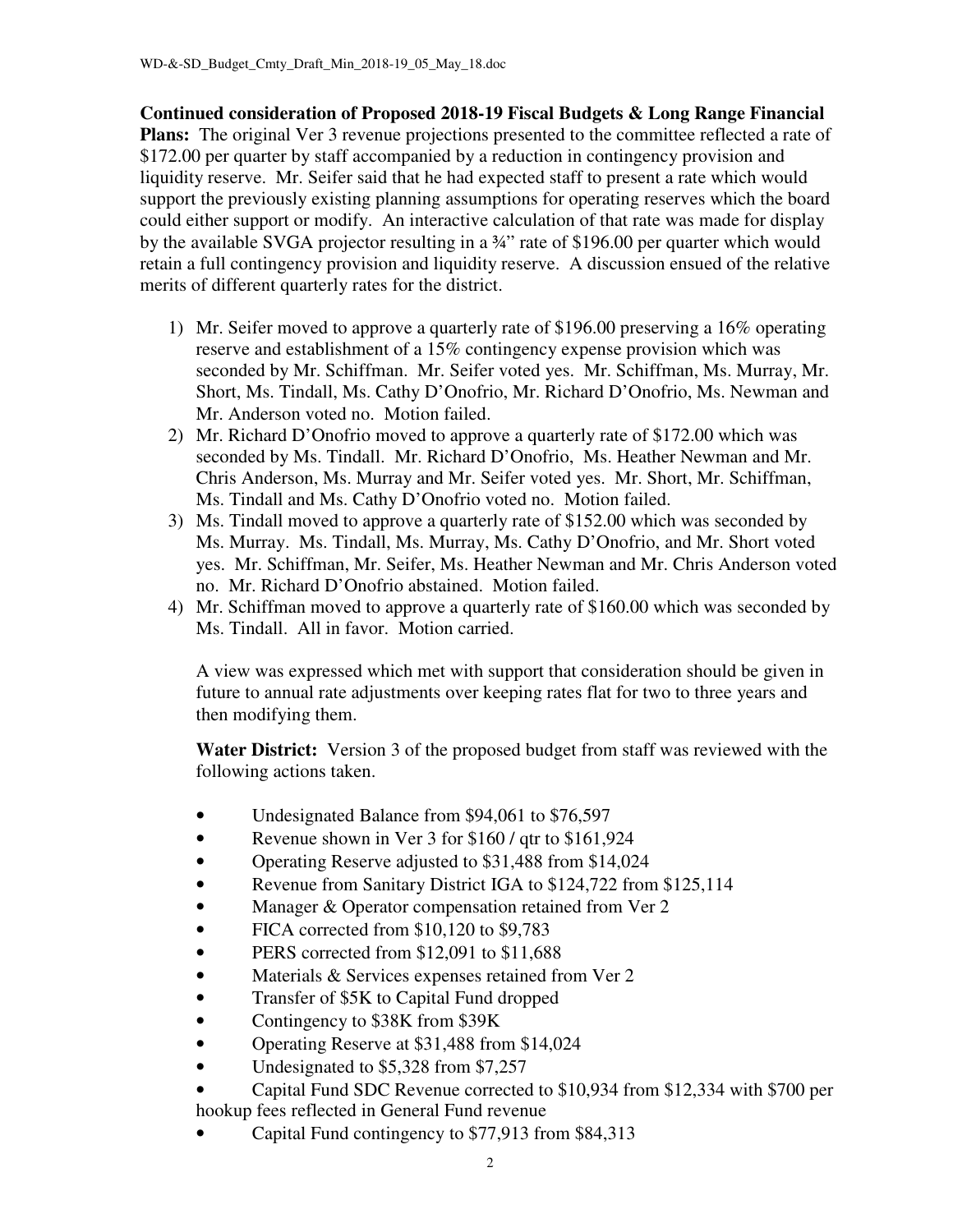**Continued consideration of Proposed 2018-19 Fiscal Budgets & Long Range Financial Plans:** The original Ver 3 revenue projections presented to the committee reflected a rate of \$172.00 per quarter by staff accompanied by a reduction in contingency provision and liquidity reserve. Mr. Seifer said that he had expected staff to present a rate which would support the previously existing planning assumptions for operating reserves which the board could either support or modify. An interactive calculation of that rate was made for display by the available SVGA projector resulting in a ¾" rate of \$196.00 per quarter which would retain a full contingency provision and liquidity reserve. A discussion ensued of the relative merits of different quarterly rates for the district.

1) Mr. Seifer moved to approve a quarterly rate of \$196.00 preserving a 16% operating reserve and establishment of a 15% contingency expense provision which was seconded by Mr. Schiffman. Mr. Seifer voted yes. Mr. Schiffman, Ms. Murray, Mr. Short, Ms. Tindall, Ms. Cathy D'Onofrio, Mr. Richard D'Onofrio, Ms. Newman and Mr. Anderson voted no. Motion failed.
2) Mr. Richard D'Onofrio moved to approve a quarterly rate of \$172.00 which was seconded by Ms. Tindall. Mr. Richard D'Onofrio, Ms. Heather Newman and Mr. Chris Anderson, Ms. Murray and Mr. Seifer voted yes. Mr. Short, Mr. Schiffman, Ms. Tindall and Ms. Cathy D'Onofrio voted no. Motion failed.
3) Ms. Tindall moved to approve a quarterly rate of \$152.00 which was seconded by Ms. Murray. Ms. Tindall, Ms. Murray, Ms. Cathy D'Onofrio, and Mr. Short voted yes. Mr. Schiffman, Mr. Seifer, Ms. Heather Newman and Mr. Chris Anderson voted no. Mr. Richard D'Onofrio abstained. Motion failed.
4) Mr. Schiffman moved to approve a quarterly rate of \$160.00 which was seconded by Ms. Tindall. All in favor. Motion carried.

   A view was expressed which met with support that consideration should be given in future to annual rate adjustments over keeping rates flat for two to three years and then modifying them.

   **Water District:** Version 3 of the proposed budget from staff was reviewed with the following actions taken.

   - Undesignated Balance from \$94,061 to \$76,597
   - Revenue shown in Ver 3 for \$160 / qtr to \$161,924
   - Operating Reserve adjusted to \$31,488 from \$14,024
   - Revenue from Sanitary District IGA to \$124,722 from \$125,114
   - Manager & Operator compensation retained from Ver 2
   - FICA corrected from \$10,120 to \$9,783
   - PERS corrected from \$12,091 to \$11,688
   - Materials & Services expenses retained from Ver 2
   - Transfer of \$5K to Capital Fund dropped
   - Contingency to \$38K from \$39K
   - Operating Reserve at \$31,488 from \$14,024
   - Undesignated to \$5,328 from \$7,257
   - Capital Fund SDC Revenue corrected to \$10,934 from \$12,334 with \$700 per hookup fees reflected in General Fund revenue
   - Capital Fund contingency to \$77,913 from \$84,313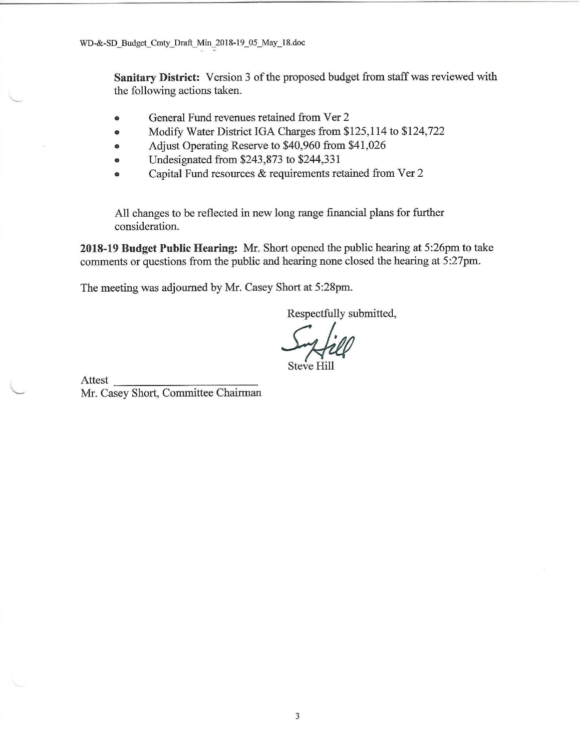**Sanitary District:** Version 3 of the proposed budget from staff was reviewed with the following actions taken.

- General Fund revenues retained from Ver 2
- Modify Water District IGA Charges from $125,114 to $124,722
- Adjust Operating Reserve to $40,960 from $41,026
- Undesignated from $243,873 to $244,331
- Capital Fund resources & requirements retained from Ver 2

All changes to be reflected in new long range financial plans for further consideration.

**2018-19 Budget Public Hearing:** Mr. Short opened the public hearing at 5:26pm to take comments or questions from the public and hearing none closed the hearing at 5:27pm.

The meeting was adjourned by Mr. Casey Short at 5:28pm.

Respectfully submitted,

Steve Hill

Attest ________________________
Mr. Casey Short, Committee Chairman